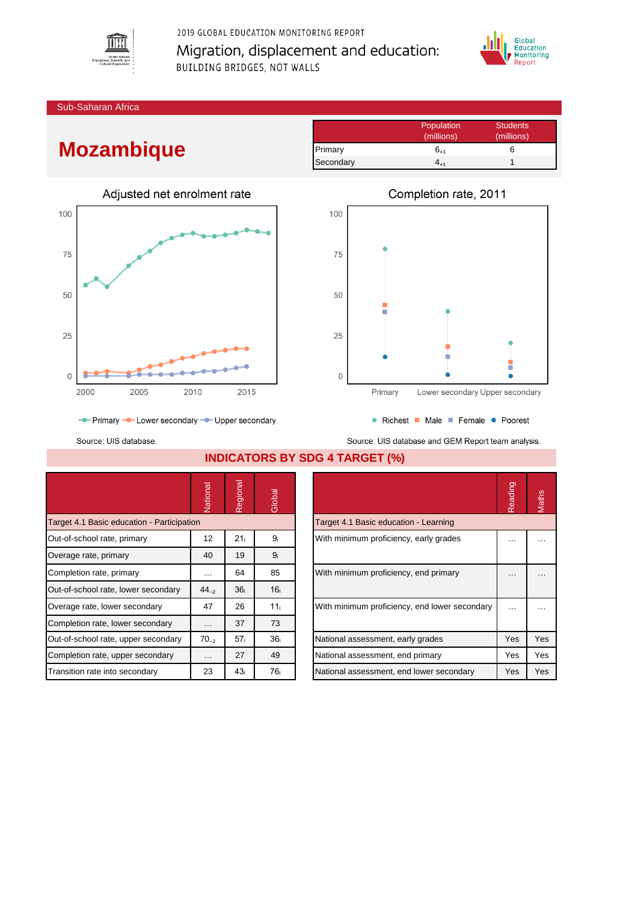2019 GLOBAL EDUCATION MONITORING REPORT

Migration, displacement and education:

BUILDING BRIDGES, NOT WALLS

Sub-Saharan Africa

# Mozambique

| | Population (millions) | Students (millions) |
|---|---|---|
| Primary | $6_{+1}$ | 6 |
| Secondary | $4_{+1}$ | 1 |

## Adjusted net enrolment rate

100
75
50
25
0
2000
2005
2010
2015

Primary Lower secondary Upper secondary

Source: UIS database.

## Completion rate, 2011

100
75
50
25
0
Primary Lower secondary Upper secondary

Richest Male Female Poorest

Source: UIS database and GEM Report team analysis.

## INDICATORS BY SDG 4 TARGET (%)

| Target 4.1 Basic education - Participation | National | Regional | Global |
|---|---|---|---|
| Out-of-school rate, primary | 12 | $21_i$ | $9_i$ |
| Overage rate, primary | 40 | 19 | $9_i$ |
| Completion rate, primary | … | 64 | 85 |
| Out-of-school rate, lower secondary | $44_{-2}$ | $36_i$ | $16_i$ |
| Overage rate, lower secondary | 47 | 26 | $11_i$ |
| Completion rate, lower secondary | … | 37 | 73 |
| Out-of-school rate, upper secondary | $70_{-2}$ | $57_i$ | $36_i$ |
| Completion rate, upper secondary | … | 27 | 49 |
| Transition rate into secondary | 23 | $43_i$ | $76_i$ |

| Target 4.1 Basic education - Learning | Reading | Maths |
|---|---|---|
| With minimum proficiency, early grades | … | … |
| With minimum proficiency, end primary | … | … |
| With minimum proficiency, end lower secondary | … | … |
| National assessment, early grades | Yes | Yes |
| National assessment, end primary | Yes | Yes |
| National assessment, end lower secondary | Yes | Yes |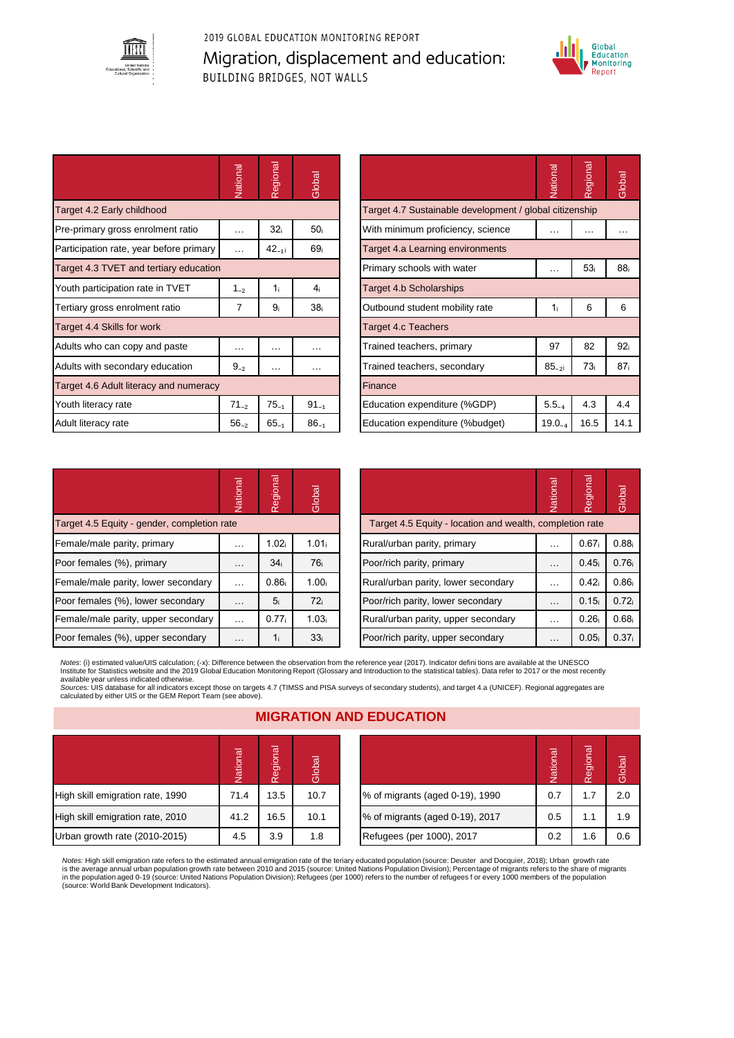2019 GLOBAL EDUCATION MONITORING REPORT

# Migration, displacement and education:

BUILDING BRIDGES, NOT WALLS

| | National | Regional | Global |
|---|---|---|---|
| Target 4.2 Early childhood | | | |
| Pre-primary gross enrolment ratio | … | $32_i$ | $50_i$ |
| Participation rate, year before primary | … | $42_{-1i}$ | $69_i$ |
| Target 4.3 TVET and tertiary education | | | |
| Youth participation rate in TVET | $1_{-2}$ | $1_i$ | $4_i$ |
| Tertiary gross enrolment ratio | 7 | $9_i$ | $38_i$ |
| Target 4.4 Skills for work | | | |
| Adults who can copy and paste | … | … | … |
| Adults with secondary education | $9_{-2}$ | … | … |
| Target 4.6 Adult literacy and numeracy | | | |
| Youth literacy rate | $71_{-2}$ | $75_{-1}$ | $91_{-1}$ |
| Adult literacy rate | $56_{-2}$ | $65_{-1}$ | $86_{-1}$ |

| | National | Regional | Global |
|---|---|---|---|
| Target 4.7 Sustainable development / global citizenship | | | |
| With minimum proficiency, science | … | … | … |
| Target 4.a Learning environments | | | |
| Primary schools with water | … | $53_i$ | $88_i$ |
| Target 4.b Scholarships | | | |
| Outbound student mobility rate | $1_i$ | 6 | 6 |
| Target 4.c Teachers | | | |
| Trained teachers, primary | 97 | 82 | $92_i$ |
| Trained teachers, secondary | $85_{-2i}$ | $73_i$ | $87_i$ |
| Finance | | | |
| Education expenditure (%GDP) | $5.5_{-4}$ | 4.3 | 4.4 |
| Education expenditure (%budget) | $19.0_{-4}$ | 16.5 | 14.1 |

| | National | Regional | Global |
|---|---|---|---|
| Target 4.5 Equity - gender, completion rate | | | |
| Female/male parity, primary | … | $1.02_i$ | $1.01_i$ |
| Poor females (%), primary | … | $34_i$ | $76_i$ |
| Female/male parity, lower secondary | … | $0.86_i$ | $1.00_i$ |
| Poor females (%), lower secondary | … | $5_i$ | $72_i$ |
| Female/male parity, upper secondary | … | $0.77_i$ | $1.03_i$ |
| Poor females (%), upper secondary | … | $1_i$ | $33_i$ |

| | National | Regional | Global |
|---|---|---|---|
| Target 4.5 Equity - location and wealth, completion rate | | | |
| Rural/urban parity, primary | … | $0.67_i$ | $0.88_i$ |
| Poor/rich parity, primary | … | $0.45_i$ | $0.76_i$ |
| Rural/urban parity, lower secondary | … | $0.42_i$ | $0.86_i$ |
| Poor/rich parity, lower secondary | … | $0.15_i$ | $0.72_i$ |
| Rural/urban parity, upper secondary | … | $0.26_i$ | $0.68_i$ |
| Poor/rich parity, upper secondary | … | $0.05_i$ | $0.37_i$ |

*Notes*: (i) estimated value/UIS calculation; (-x): Difference between the observation from the reference year (2017). Indicator defini tions are available at the UNESCO Institute for Statistics website and the 2019 Global Education Monitoring Report (Glossary and Introduction to the statistical tables). Data refer to 2017 or the most recently available year unless indicated otherwise.
*Sources*: UIS database for all indicators except those on targets 4.7 (TIMSS and PISA surveys of secondary students), and target 4.a (UNICEF). Regional aggregates are calculated by either UIS or the GEM Report Team (see above).

## MIGRATION AND EDUCATION

| | National | Regional | Global |
|---|---|---|---|
| High skill emigration rate, 1990 | 71.4 | 13.5 | 10.7 |
| High skill emigration rate, 2010 | 41.2 | 16.5 | 10.1 |
| Urban growth rate (2010-2015) | 4.5 | 3.9 | 1.8 |

| | National | Regional | Global |
|---|---|---|---|
| % of migrants (aged 0-19), 1990 | 0.7 | 1.7 | 2.0 |
| % of migrants (aged 0-19), 2017 | 0.5 | 1.1 | 1.9 |
| Refugees (per 1000), 2017 | 0.2 | 1.6 | 0.6 |

*Notes*: High skill emigration rate refers to the estimated annual emigration rate of the teriary educated population (source: Deuster and Docquier, 2018); Urban growth rate is the average annual urban population growth rate between 2010 and 2015 (source: United Nations Population Division); Percentage of migrants refers to the share of migrants in the population aged 0-19 (source: United Nations Population Division); Refugees (per 1000) refers to the number of refugees f or every 1000 members of the population (source: World Bank Development Indicators).